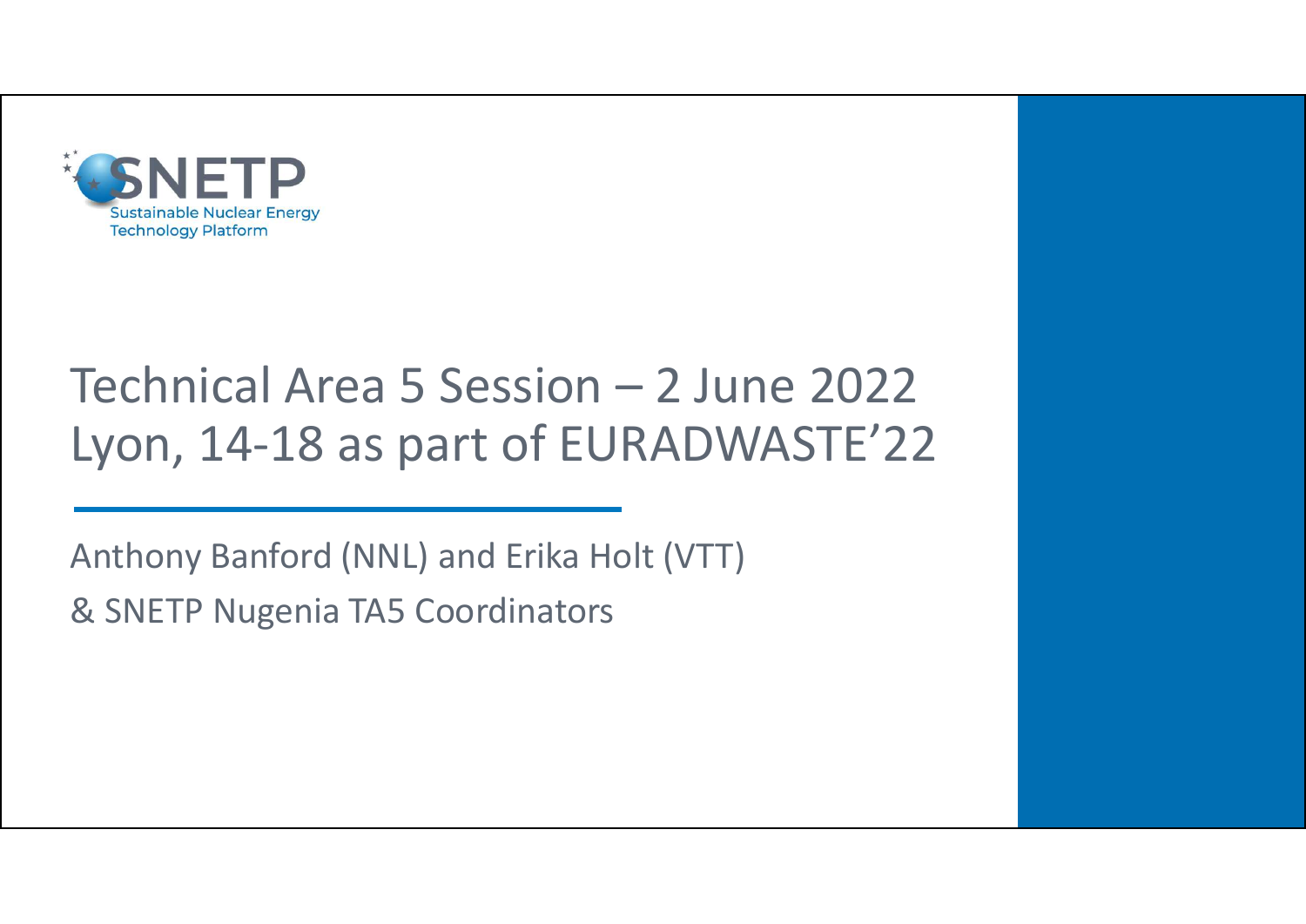SNETP
Sustainable Nuclear Energy
Technology Platform

# Technical Area 5 Session – 2 June 2022 Lyon, 14-18 as part of EURADWASTE'22

Anthony Banford (NNL) and Erika Holt (VTT)

& SNETP Nugenia TA5 Coordinators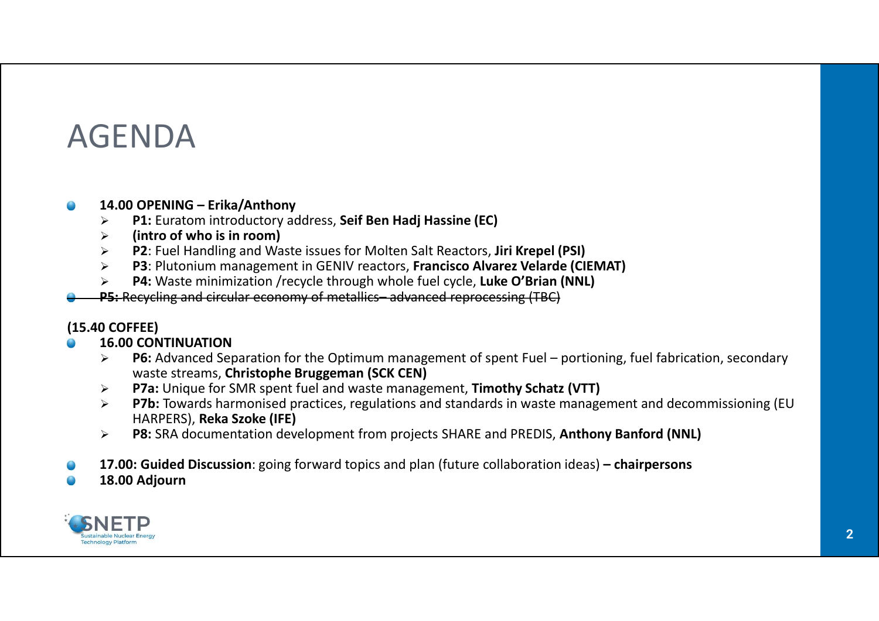# AGENDA

- **14.00 OPENING – Erika/Anthony**
  - **P1:** Euratom introductory address, **Seif Ben Hadj Hassine (EC)**
  - **(intro of who is in room)**
  - **P2**: Fuel Handling and Waste issues for Molten Salt Reactors, **Jiri Krepel (PSI)**
  - **P3**: Plutonium management in GENIV reactors, **Francisco Alvarez Velarde (CIEMAT)**
  - **P4:** Waste minimization /recycle through whole fuel cycle, **Luke O'Brian (NNL)**
- ~~**P5:** Recycling and circular economy of metallics– advanced reprocessing (TBC)~~

**(15.40 COFFEE)**

- **16.00 CONTINUATION**
  - **P6:** Advanced Separation for the Optimum management of spent Fuel – portioning, fuel fabrication, secondary waste streams, **Christophe Bruggeman (SCK CEN)**
  - **P7a:** Unique for SMR spent fuel and waste management, **Timothy Schatz (VTT)**
  - **P7b:** Towards harmonised practices, regulations and standards in waste management and decommissioning (EU HARPERS), **Reka Szoke (IFE)**
  - **P8:** SRA documentation development from projects SHARE and PREDIS, **Anthony Banford (NNL)**

- **17.00: Guided Discussion**: going forward topics and plan (future collaboration ideas) **– chairpersons**
- **18.00 Adjourn**

SNETP Sustainable Nuclear Energy Technology Platform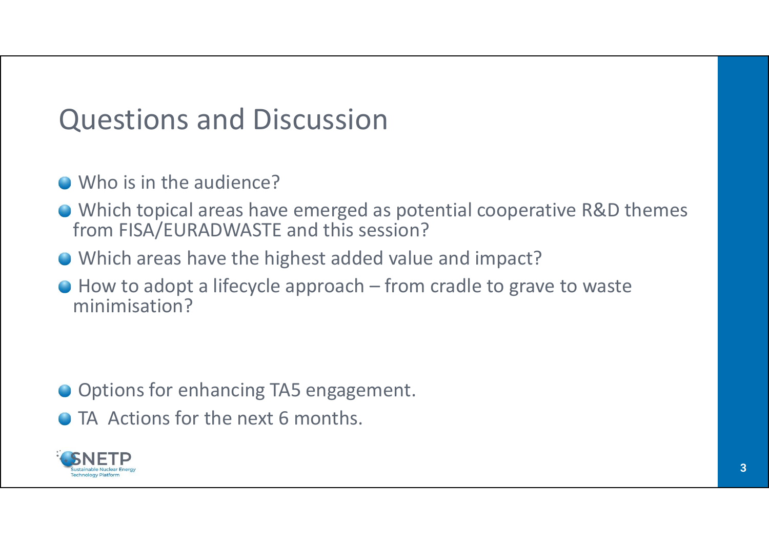# Questions and Discussion

- Who is in the audience?
- Which topical areas have emerged as potential cooperative R&D themes from FISA/EURADWASTE and this session?
- Which areas have the highest added value and impact?
- How to adopt a lifecycle approach – from cradle to grave to waste minimisation?

- Options for enhancing TA5 engagement.
- TA  Actions for the next 6 months.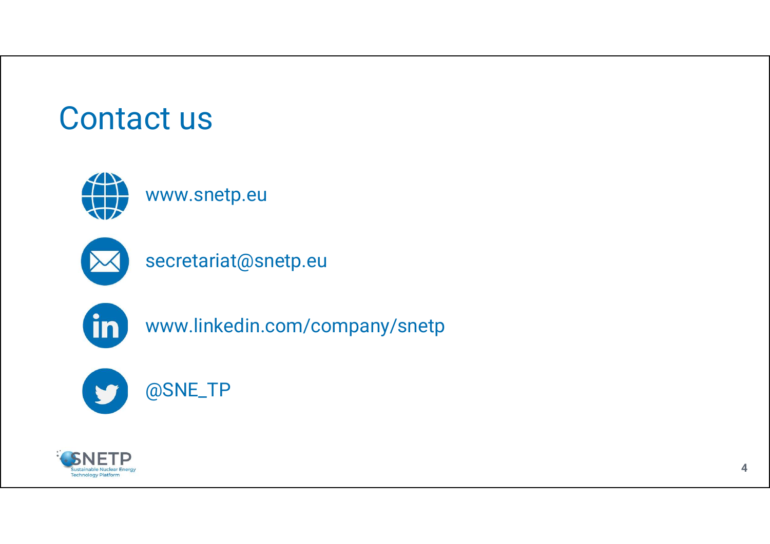# Contact us

www.snetp.eu

secretariat@snetp.eu

www.linkedin.com/company/snetp

@SNE_TP

SNETP
Sustainable Nuclear Energy Technology Platform